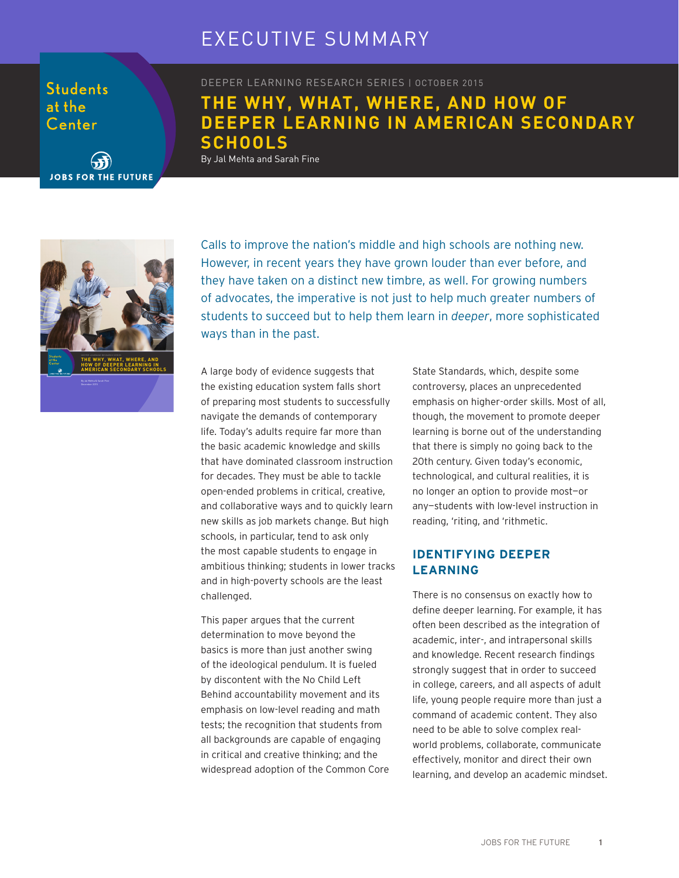# EXECUTIVE SUMMARY

Students at the Center

JOBS FOR THE FUTURE

DEEPER LEARNING RESEARCH SERIES | OCTOBER 2015

## THE WHY, WHAT, WHERE, AND HOW OF DEEPER LEARNING IN AMERICAN SECONDARY SCHOOLS

By Jal Mehta and Sarah Fine

Calls to improve the nation's middle and high schools are nothing new. However, in recent years they have grown louder than ever before, and they have taken on a distinct new timbre, as well. For growing numbers of advocates, the imperative is not just to help much greater numbers of students to succeed but to help them learn in *deeper*, more sophisticated ways than in the past.

A large body of evidence suggests that the existing education system falls short of preparing most students to successfully navigate the demands of contemporary life. Today's adults require far more than the basic academic knowledge and skills that have dominated classroom instruction for decades. They must be able to tackle open-ended problems in critical, creative, and collaborative ways and to quickly learn new skills as job markets change. But high schools, in particular, tend to ask only the most capable students to engage in ambitious thinking; students in lower tracks and in high-poverty schools are the least challenged.

This paper argues that the current determination to move beyond the basics is more than just another swing of the ideological pendulum. It is fueled by discontent with the No Child Left Behind accountability movement and its emphasis on low-level reading and math tests; the recognition that students from all backgrounds are capable of engaging in critical and creative thinking; and the widespread adoption of the Common Core State Standards, which, despite some controversy, places an unprecedented emphasis on higher-order skills. Most of all, though, the movement to promote deeper learning is borne out of the understanding that there is simply no going back to the 20th century. Given today's economic, technological, and cultural realities, it is no longer an option to provide most—or any—students with low-level instruction in reading, 'riting, and 'rithmetic.

### IDENTIFYING DEEPER LEARNING

There is no consensus on exactly how to define deeper learning. For example, it has often been described as the integration of academic, inter-, and intrapersonal skills and knowledge. Recent research findings strongly suggest that in order to succeed in college, careers, and all aspects of adult life, young people require more than just a command of academic content. They also need to be able to solve complex real-world problems, collaborate, communicate effectively, monitor and direct their own learning, and develop an academic mindset.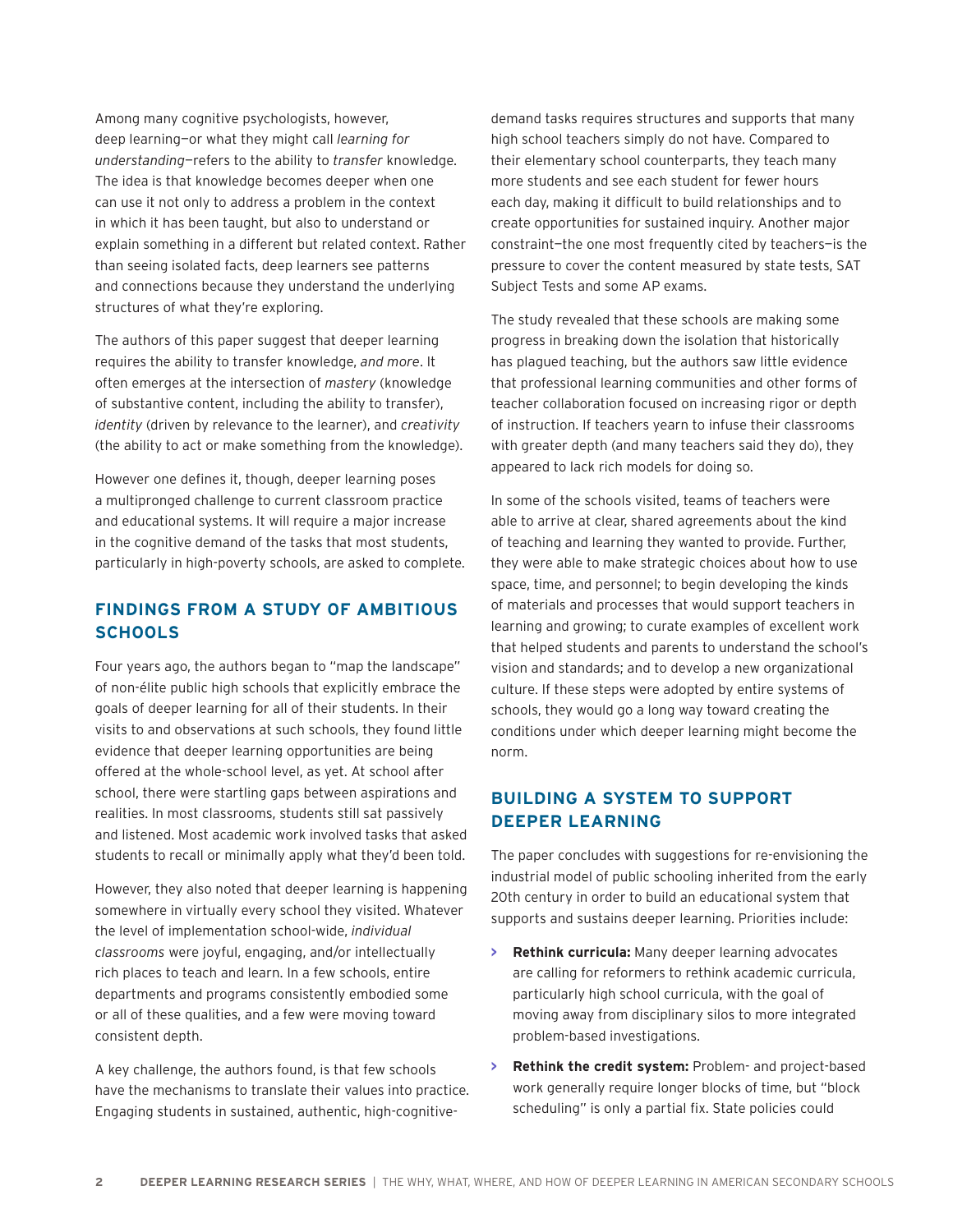Among many cognitive psychologists, however, deep learning—or what they might call *learning for understanding*—refers to the ability to *transfer* knowledge. The idea is that knowledge becomes deeper when one can use it not only to address a problem in the context in which it has been taught, but also to understand or explain something in a different but related context. Rather than seeing isolated facts, deep learners see patterns and connections because they understand the underlying structures of what they're exploring.

The authors of this paper suggest that deeper learning requires the ability to transfer knowledge, *and more*. It often emerges at the intersection of *mastery* (knowledge of substantive content, including the ability to transfer), *identity* (driven by relevance to the learner), and *creativity* (the ability to act or make something from the knowledge).

However one defines it, though, deeper learning poses a multipronged challenge to current classroom practice and educational systems. It will require a major increase in the cognitive demand of the tasks that most students, particularly in high-poverty schools, are asked to complete.

## FINDINGS FROM A STUDY OF AMBITIOUS SCHOOLS

Four years ago, the authors began to "map the landscape" of non-élite public high schools that explicitly embrace the goals of deeper learning for all of their students. In their visits to and observations at such schools, they found little evidence that deeper learning opportunities are being offered at the whole-school level, as yet. At school after school, there were startling gaps between aspirations and realities. In most classrooms, students still sat passively and listened. Most academic work involved tasks that asked students to recall or minimally apply what they'd been told.

However, they also noted that deeper learning is happening somewhere in virtually every school they visited. Whatever the level of implementation school-wide, *individual classrooms* were joyful, engaging, and/or intellectually rich places to teach and learn. In a few schools, entire departments and programs consistently embodied some or all of these qualities, and a few were moving toward consistent depth.

A key challenge, the authors found, is that few schools have the mechanisms to translate their values into practice. Engaging students in sustained, authentic, high-cognitive-demand tasks requires structures and supports that many high school teachers simply do not have. Compared to their elementary school counterparts, they teach many more students and see each student for fewer hours each day, making it difficult to build relationships and to create opportunities for sustained inquiry. Another major constraint—the one most frequently cited by teachers—is the pressure to cover the content measured by state tests, SAT Subject Tests and some AP exams.

The study revealed that these schools are making some progress in breaking down the isolation that historically has plagued teaching, but the authors saw little evidence that professional learning communities and other forms of teacher collaboration focused on increasing rigor or depth of instruction. If teachers yearn to infuse their classrooms with greater depth (and many teachers said they do), they appeared to lack rich models for doing so.

In some of the schools visited, teams of teachers were able to arrive at clear, shared agreements about the kind of teaching and learning they wanted to provide. Further, they were able to make strategic choices about how to use space, time, and personnel; to begin developing the kinds of materials and processes that would support teachers in learning and growing; to curate examples of excellent work that helped students and parents to understand the school's vision and standards; and to develop a new organizational culture. If these steps were adopted by entire systems of schools, they would go a long way toward creating the conditions under which deeper learning might become the norm.

## BUILDING A SYSTEM TO SUPPORT DEEPER LEARNING

The paper concludes with suggestions for re-envisioning the industrial model of public schooling inherited from the early 20th century in order to build an educational system that supports and sustains deeper learning. Priorities include:

- **Rethink curricula:** Many deeper learning advocates are calling for reformers to rethink academic curricula, particularly high school curricula, with the goal of moving away from disciplinary silos to more integrated problem-based investigations.
- **Rethink the credit system:** Problem- and project-based work generally require longer blocks of time, but "block scheduling" is only a partial fix. State policies could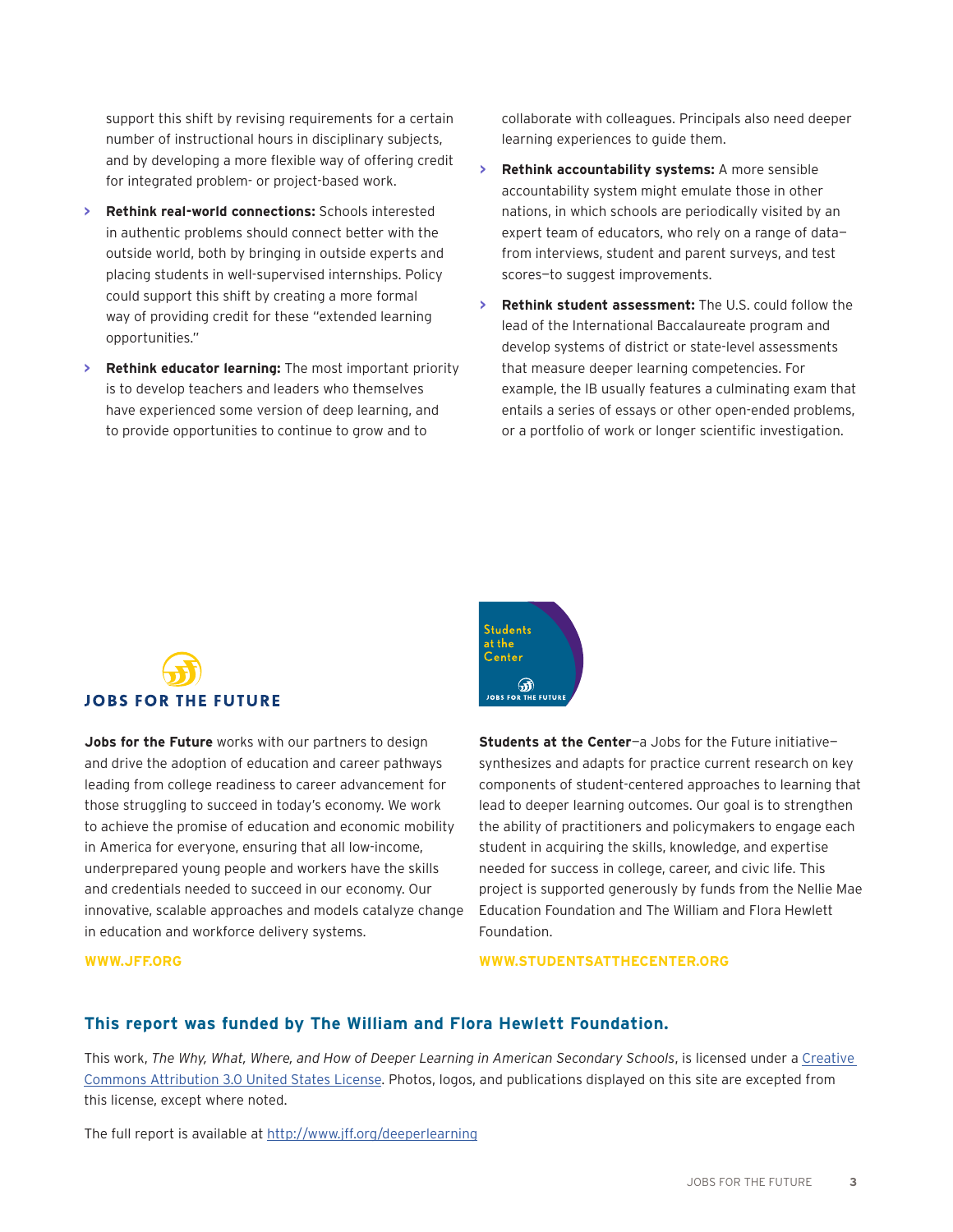support this shift by revising requirements for a certain number of instructional hours in disciplinary subjects, and by developing a more flexible way of offering credit for integrated problem- or project-based work.

- **Rethink real-world connections:** Schools interested in authentic problems should connect better with the outside world, both by bringing in outside experts and placing students in well-supervised internships. Policy could support this shift by creating a more formal way of providing credit for these "extended learning opportunities."
- **Rethink educator learning:** The most important priority is to develop teachers and leaders who themselves have experienced some version of deep learning, and to provide opportunities to continue to grow and to collaborate with colleagues. Principals also need deeper learning experiences to guide them.
- **Rethink accountability systems:** A more sensible accountability system might emulate those in other nations, in which schools are periodically visited by an expert team of educators, who rely on a range of data—from interviews, student and parent surveys, and test scores—to suggest improvements.
- **Rethink student assessment:** The U.S. could follow the lead of the International Baccalaureate program and develop systems of district or state-level assessments that measure deeper learning competencies. For example, the IB usually features a culminating exam that entails a series of essays or other open-ended problems, or a portfolio of work or longer scientific investigation.

JOBS FOR THE FUTURE

**Jobs for the Future** works with our partners to design and drive the adoption of education and career pathways leading from college readiness to career advancement for those struggling to succeed in today's economy. We work to achieve the promise of education and economic mobility in America for everyone, ensuring that all low-income, underprepared young people and workers have the skills and credentials needed to succeed in our economy. Our innovative, scalable approaches and models catalyze change in education and workforce delivery systems.

WWW.JFF.ORG

Students at the Center

JOBS FOR THE FUTURE

**Students at the Center**—a Jobs for the Future initiative—synthesizes and adapts for practice current research on key components of student-centered approaches to learning that lead to deeper learning outcomes. Our goal is to strengthen the ability of practitioners and policymakers to engage each student in acquiring the skills, knowledge, and expertise needed for success in college, career, and civic life. This project is supported generously by funds from the Nellie Mae Education Foundation and The William and Flora Hewlett Foundation.

WWW.STUDENTSATTHECENTER.ORG

## This report was funded by The William and Flora Hewlett Foundation.

This work, *The Why, What, Where, and How of Deeper Learning in American Secondary Schools*, is licensed under a Creative Commons Attribution 3.0 United States License. Photos, logos, and publications displayed on this site are excepted from this license, except where noted.

The full report is available at http://www.jff.org/deeperlearning